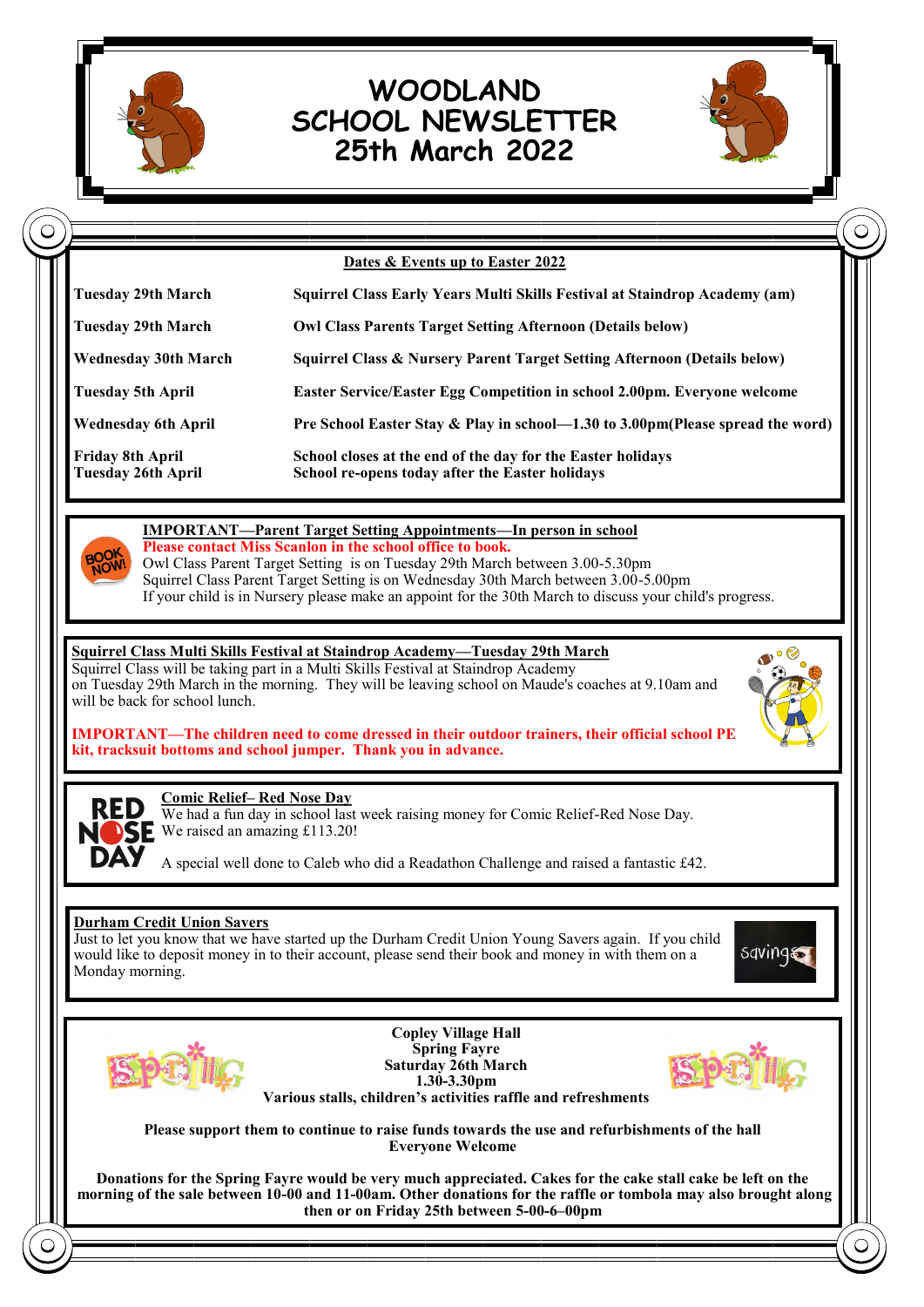# WOODLAND SCHOOL NEWSLETTER 25th March 2022

## Dates & Events up to Easter 2022

| | |
|---|---|
| **Tuesday 29th March** | **Squirrel Class Early Years Multi Skills Festival at Staindrop Academy (am)** |
| **Tuesday 29th March** | **Owl Class Parents Target Setting Afternoon (Details below)** |
| **Wednesday 30th March** | **Squirrel Class & Nursery Parent Target Setting Afternoon (Details below)** |
| **Tuesday 5th April** | **Easter Service/Easter Egg Competition in school 2.00pm. Everyone welcome** |
| **Wednesday 6th April** | **Pre School Easter Stay & Play in school—1.30 to 3.00pm(Please spread the word)** |
| **Friday 8th April** | **School closes at the end of the day for the Easter holidays** |
| **Tuesday 26th April** | **School re-opens today after the Easter holidays** |

**IMPORTANT—Parent Target Setting Appointments—In person in school**

**Please contact Miss Scanlon in the school office to book.**

Owl Class Parent Target Setting is on Tuesday 29th March between 3.00-5.30pm

Squirrel Class Parent Target Setting is on Wednesday 30th March between 3.00-5.00pm

If your child is in Nursery please make an appoint for the 30th March to discuss your child's progress.

**Squirrel Class Multi Skills Festival at Staindrop Academy—Tuesday 29th March**

Squirrel Class will be taking part in a Multi Skills Festival at Staindrop Academy on Tuesday 29th March in the morning. They will be leaving school on Maude's coaches at 9.10am and will be back for school lunch.

**IMPORTANT—The children need to come dressed in their outdoor trainers, their official school PE kit, tracksuit bottoms and school jumper. Thank you in advance.**

**Comic Relief– Red Nose Day**

We had a fun day in school last week raising money for Comic Relief-Red Nose Day. We raised an amazing £113.20!

A special well done to Caleb who did a Readathon Challenge and raised a fantastic £42.

**Durham Credit Union Savers**

Just to let you know that we have started up the Durham Credit Union Young Savers again. If you child would like to deposit money in to their account, please send their book and money in with them on a Monday morning.

**Copley Village Hall**
**Spring Fayre**
**Saturday 26th March**
**1.30-3.30pm**
**Various stalls, children's activities raffle and refreshments**

**Please support them to continue to raise funds towards the use and refurbishments of the hall**
**Everyone Welcome**

**Donations for the Spring Fayre would be very much appreciated. Cakes for the cake stall cake be left on the morning of the sale between 10-00 and 11-00am. Other donations for the raffle or tombola may also brought along then or on Friday 25th between 5-00-6–00pm**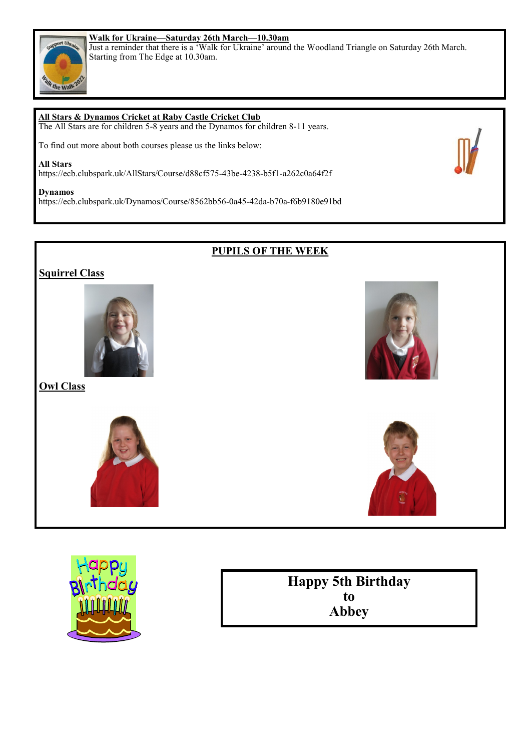**Walk for Ukraine—Saturday 26th March—10.30am**

Just a reminder that there is a 'Walk for Ukraine' around the Woodland Triangle on Saturday 26th March. Starting from The Edge at 10.30am.

**All Stars & Dynamos Cricket at Raby Castle Cricket Club**

The All Stars are for children 5-8 years and the Dynamos for children 8-11 years.

To find out more about both courses please us the links below:

**All Stars**
https://ecb.clubspark.uk/AllStars/Course/d88cf575-43be-4238-b5f1-a262c0a64f2f

**Dynamos**
https://ecb.clubspark.uk/Dynamos/Course/8562bb56-0a45-42da-b70a-f6b9180e91bd

## PUPILS OF THE WEEK

### Squirrel Class

### Owl Class

**Happy 5th Birthday**
**to**
**Abbey**